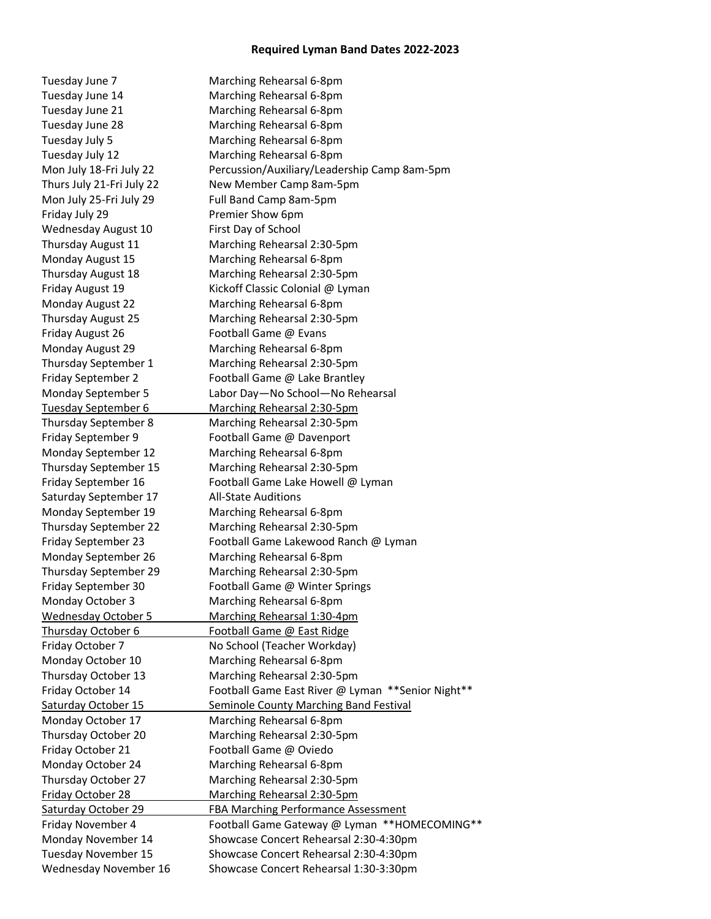# Required Lyman Band Dates 2022-2023

| Date | Event |
|---|---|
| Tuesday June 7 | Marching Rehearsal 6-8pm |
| Tuesday June 14 | Marching Rehearsal 6-8pm |
| Tuesday June 21 | Marching Rehearsal 6-8pm |
| Tuesday June 28 | Marching Rehearsal 6-8pm |
| Tuesday July 5 | Marching Rehearsal 6-8pm |
| Tuesday July 12 | Marching Rehearsal 6-8pm |
| Mon July 18-Fri July 22 | Percussion/Auxiliary/Leadership Camp 8am-5pm |
| Thurs July 21-Fri July 22 | New Member Camp 8am-5pm |
| Mon July 25-Fri July 29 | Full Band Camp 8am-5pm |
| Friday July 29 | Premier Show 6pm |
| Wednesday August 10 | First Day of School |
| Thursday August 11 | Marching Rehearsal 2:30-5pm |
| Monday August 15 | Marching Rehearsal 6-8pm |
| Thursday August 18 | Marching Rehearsal 2:30-5pm |
| Friday August 19 | Kickoff Classic Colonial @ Lyman |
| Monday August 22 | Marching Rehearsal 6-8pm |
| Thursday August 25 | Marching Rehearsal 2:30-5pm |
| Friday August 26 | Football Game @ Evans |
| Monday August 29 | Marching Rehearsal 6-8pm |
| Thursday September 1 | Marching Rehearsal 2:30-5pm |
| Friday September 2 | Football Game @ Lake Brantley |
| Monday September 5 | Labor Day—No School—No Rehearsal |
| Tuesday September 6 | Marching Rehearsal 2:30-5pm |
| Thursday September 8 | Marching Rehearsal 2:30-5pm |
| Friday September 9 | Football Game @ Davenport |
| Monday September 12 | Marching Rehearsal 6-8pm |
| Thursday September 15 | Marching Rehearsal 2:30-5pm |
| Friday September 16 | Football Game Lake Howell @ Lyman |
| Saturday September 17 | All-State Auditions |
| Monday September 19 | Marching Rehearsal 6-8pm |
| Thursday September 22 | Marching Rehearsal 2:30-5pm |
| Friday September 23 | Football Game Lakewood Ranch @ Lyman |
| Monday September 26 | Marching Rehearsal 6-8pm |
| Thursday September 29 | Marching Rehearsal 2:30-5pm |
| Friday September 30 | Football Game @ Winter Springs |
| Monday October 3 | Marching Rehearsal 6-8pm |
| Wednesday October 5 | Marching Rehearsal 1:30-4pm |
| Thursday October 6 | Football Game @ East Ridge |
| Friday October 7 | No School (Teacher Workday) |
| Monday October 10 | Marching Rehearsal 6-8pm |
| Thursday October 13 | Marching Rehearsal 2:30-5pm |
| Friday October 14 | Football Game East River @ Lyman **Senior Night** |
| Saturday October 15 | Seminole County Marching Band Festival |
| Monday October 17 | Marching Rehearsal 6-8pm |
| Thursday October 20 | Marching Rehearsal 2:30-5pm |
| Friday October 21 | Football Game @ Oviedo |
| Monday October 24 | Marching Rehearsal 6-8pm |
| Thursday October 27 | Marching Rehearsal 2:30-5pm |
| Friday October 28 | Marching Rehearsal 2:30-5pm |
| Saturday October 29 | FBA Marching Performance Assessment |
| Friday November 4 | Football Game Gateway @ Lyman **HOMECOMING** |
| Monday November 14 | Showcase Concert Rehearsal 2:30-4:30pm |
| Tuesday November 15 | Showcase Concert Rehearsal 2:30-4:30pm |
| Wednesday November 16 | Showcase Concert Rehearsal 1:30-3:30pm |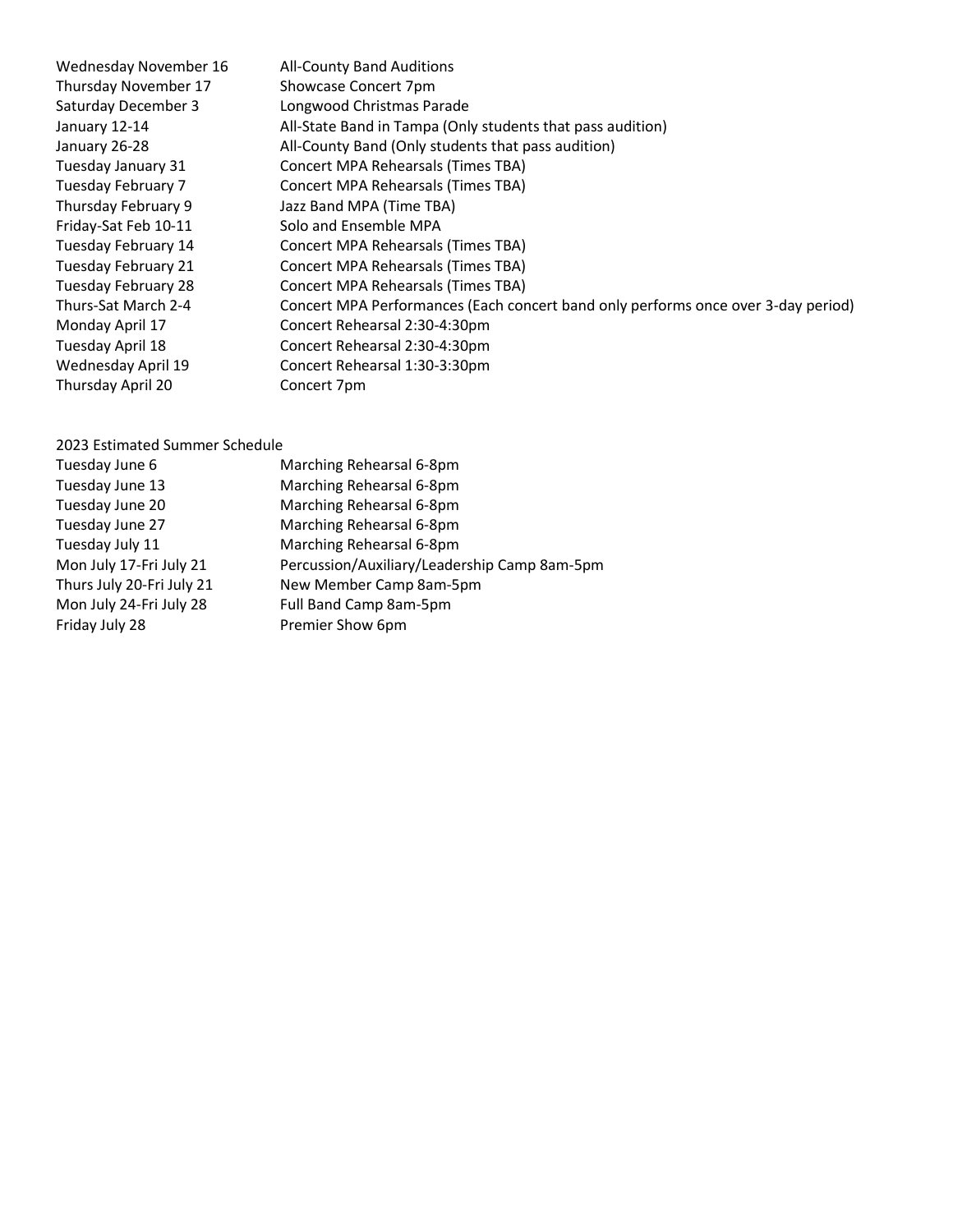| | |
|---|---|
| Wednesday November 16 | All-County Band Auditions |
| Thursday November 17 | Showcase Concert 7pm |
| Saturday December 3 | Longwood Christmas Parade |
| January 12-14 | All-State Band in Tampa (Only students that pass audition) |
| January 26-28 | All-County Band (Only students that pass audition) |
| Tuesday January 31 | Concert MPA Rehearsals (Times TBA) |
| Tuesday February 7 | Concert MPA Rehearsals (Times TBA) |
| Thursday February 9 | Jazz Band MPA (Time TBA) |
| Friday-Sat Feb 10-11 | Solo and Ensemble MPA |
| Tuesday February 14 | Concert MPA Rehearsals (Times TBA) |
| Tuesday February 21 | Concert MPA Rehearsals (Times TBA) |
| Tuesday February 28 | Concert MPA Rehearsals (Times TBA) |
| Thurs-Sat March 2-4 | Concert MPA Performances (Each concert band only performs once over 3-day period) |
| Monday April 17 | Concert Rehearsal 2:30-4:30pm |
| Tuesday April 18 | Concert Rehearsal 2:30-4:30pm |
| Wednesday April 19 | Concert Rehearsal 1:30-3:30pm |
| Thursday April 20 | Concert 7pm |

2023 Estimated Summer Schedule

| | |
|---|---|
| Tuesday June 6 | Marching Rehearsal 6-8pm |
| Tuesday June 13 | Marching Rehearsal 6-8pm |
| Tuesday June 20 | Marching Rehearsal 6-8pm |
| Tuesday June 27 | Marching Rehearsal 6-8pm |
| Tuesday July 11 | Marching Rehearsal 6-8pm |
| Mon July 17-Fri July 21 | Percussion/Auxiliary/Leadership Camp 8am-5pm |
| Thurs July 20-Fri July 21 | New Member Camp 8am-5pm |
| Mon July 24-Fri July 28 | Full Band Camp 8am-5pm |
| Friday July 28 | Premier Show 6pm |